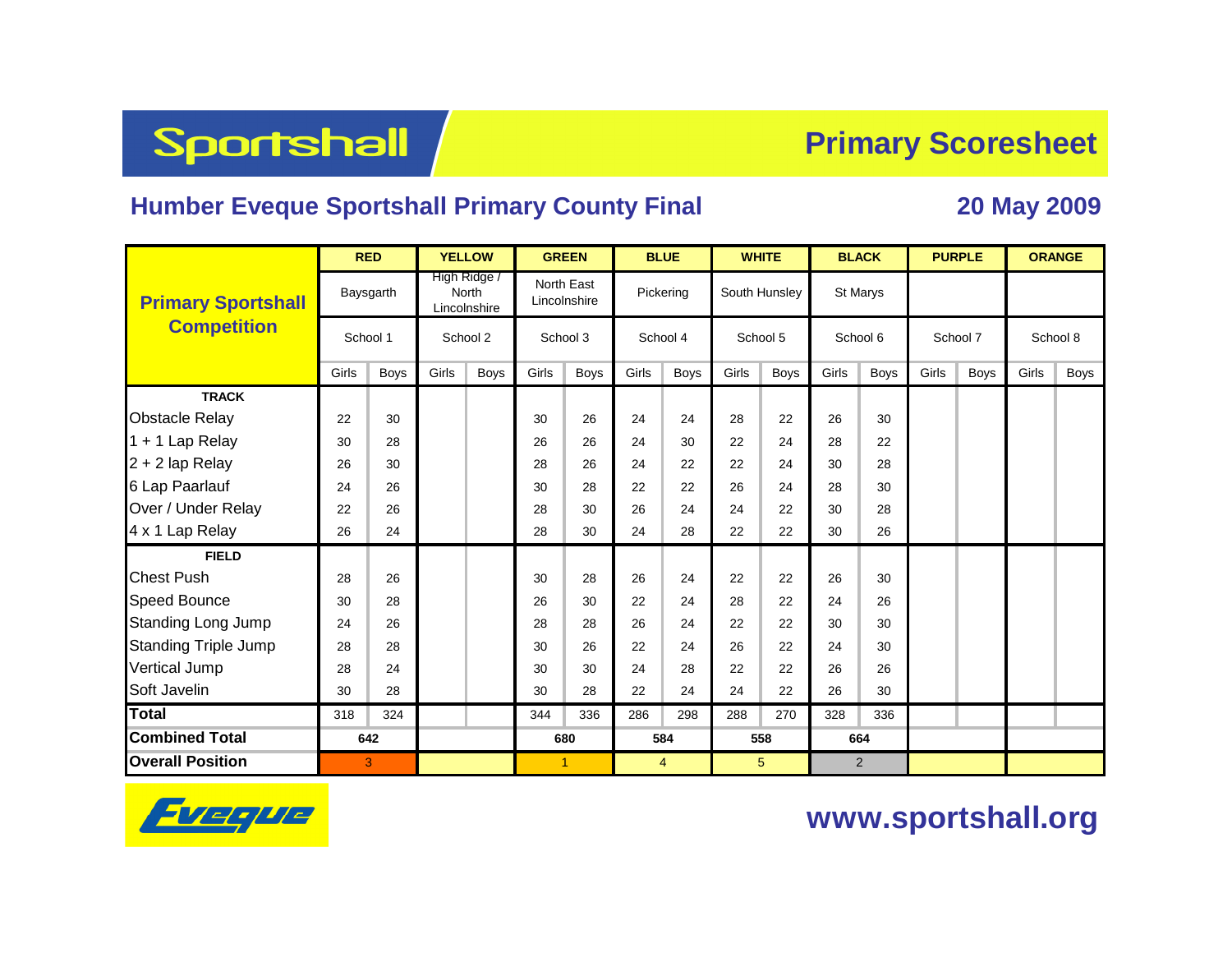# Sportshall — Primary Scoresheet

## Humber Eveque Sportshall Primary County Final

**20 May 2009**

| Primary Sportshall Competition | RED | | YELLOW | | GREEN | | BLUE | | WHITE | | BLACK | | PURPLE | | ORANGE | |
|---|---|---|---|---|---|---|---|---|---|---|---|---|---|---|---|---|
| | Baysgarth | | High Ridge / North Lincolnshire | | North East Lincolnshire | | Pickering | | South Hunsley | | St Marys | | | | | |
| | School 1 | | School 2 | | School 3 | | School 4 | | School 5 | | School 6 | | School 7 | | School 8 | |
| | Girls | Boys | Girls | Boys | Girls | Boys | Girls | Boys | Girls | Boys | Girls | Boys | Girls | Boys | Girls | Boys |
| **TRACK** | | | | | | | | | | | | | | | | |
| Obstacle Relay | 22 | 30 | | | 30 | 26 | 24 | 24 | 28 | 22 | 26 | 30 | | | | |
| 1 + 1 Lap Relay | 30 | 28 | | | 26 | 26 | 24 | 30 | 22 | 24 | 28 | 22 | | | | |
| 2 + 2 lap Relay | 26 | 30 | | | 28 | 26 | 24 | 22 | 22 | 24 | 30 | 28 | | | | |
| 6 Lap Paarlauf | 24 | 26 | | | 30 | 28 | 22 | 22 | 26 | 24 | 28 | 30 | | | | |
| Over / Under Relay | 22 | 26 | | | 28 | 30 | 26 | 24 | 24 | 22 | 30 | 28 | | | | |
| 4 x 1 Lap Relay | 26 | 24 | | | 28 | 30 | 24 | 28 | 22 | 22 | 30 | 26 | | | | |
| **FIELD** | | | | | | | | | | | | | | | | |
| Chest Push | 28 | 26 | | | 30 | 28 | 26 | 24 | 22 | 22 | 26 | 30 | | | | |
| Speed Bounce | 30 | 28 | | | 26 | 30 | 22 | 24 | 28 | 22 | 24 | 26 | | | | |
| Standing Long Jump | 24 | 26 | | | 28 | 28 | 26 | 24 | 22 | 22 | 30 | 30 | | | | |
| Standing Triple Jump | 28 | 28 | | | 30 | 26 | 22 | 24 | 26 | 22 | 24 | 30 | | | | |
| Vertical Jump | 28 | 24 | | | 30 | 30 | 24 | 28 | 22 | 22 | 26 | 26 | | | | |
| Soft Javelin | 30 | 28 | | | 30 | 28 | 22 | 24 | 24 | 22 | 26 | 30 | | | | |
| **Total** | 318 | 324 | | | 344 | 336 | 286 | 298 | 288 | 270 | 328 | 336 | | | | |
| **Combined Total** | 642 | | | | 680 | | 584 | | 558 | | 664 | | | | | |
| **Overall Position** | 3 | | | | 1 | | 4 | | 5 | | 2 | | | | | |

Eveque

www.sportshall.org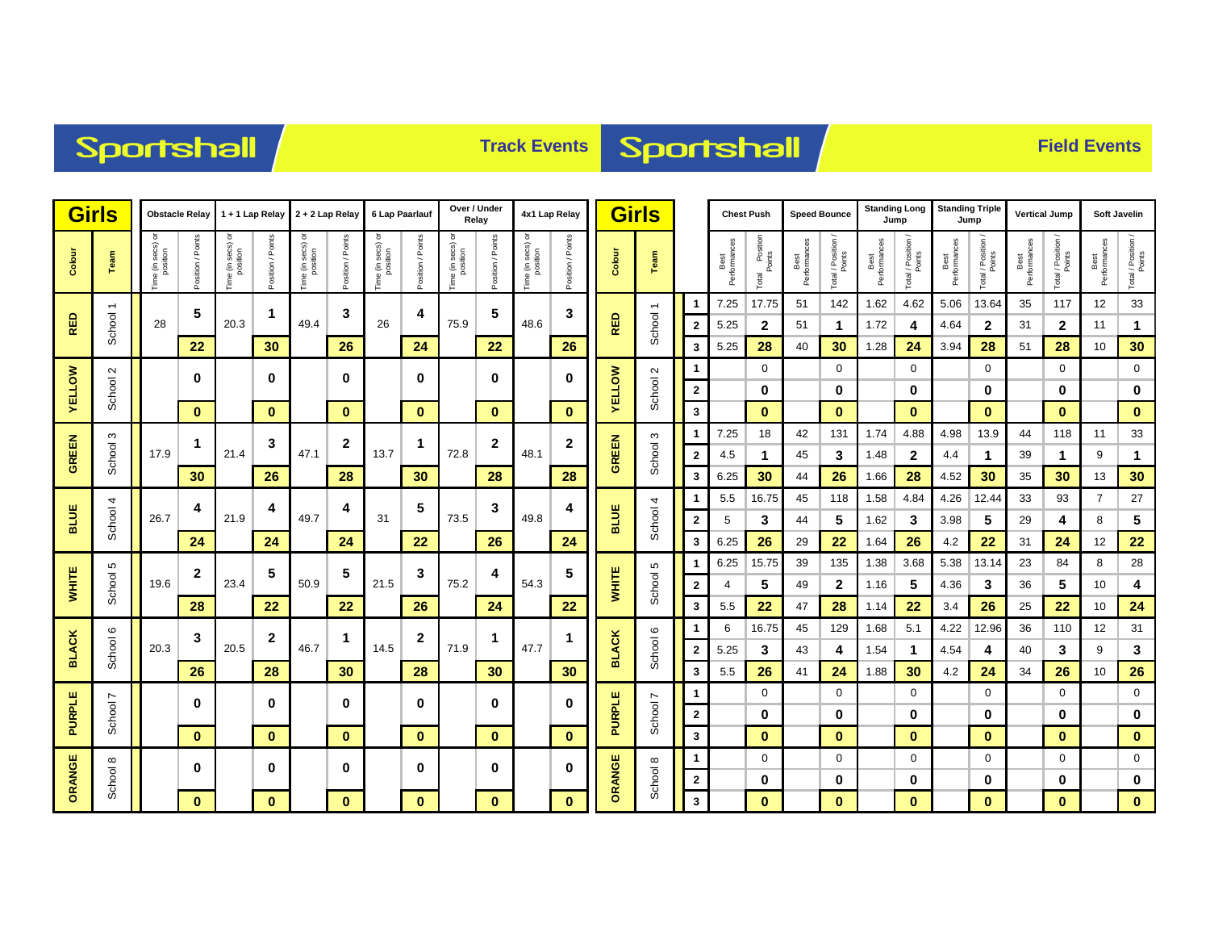## Sportshall — Track Events

| Girls | | Obstacle Relay | | 1 + 1 Lap Relay | | 2 + 2 Lap Relay | | 6 Lap Paarlauf | | Over / Under Relay | | 4x1 Lap Relay | |
|---|---|---|---|---|---|---|---|---|---|---|---|---|---|
| Colour | Team | Time (in secs) or position | Position / Points | Time (in secs) or position | Position / Points | Time (in secs) or position | Position / Points | Time (in secs) or position | Position / Points | Time (in secs) or position | Position / Points | Time (in secs) or position | Position / Points |
| RED | School 1 | 28 | 5 | 20.3 | 1 | 49.4 | 3 | 26 | 4 | 75.9 | 5 | 48.6 | 3 |
| | | | 22 | | 30 | | 26 | | 24 | | 22 | | 26 |
| YELLOW | School 2 | | 0 | | 0 | | 0 | | 0 | | 0 | | 0 |
| | | | 0 | | 0 | | 0 | | 0 | | 0 | | 0 |
| GREEN | School 3 | 17.9 | 1 | 21.4 | 3 | 47.1 | 2 | 13.7 | 1 | 72.8 | 2 | 48.1 | 2 |
| | | | 30 | | 26 | | 28 | | 30 | | 28 | | 28 |
| BLUE | School 4 | 26.7 | 4 | 21.9 | 4 | 49.7 | 4 | 31 | 5 | 73.5 | 3 | 49.8 | 4 |
| | | | 24 | | 24 | | 24 | | 22 | | 26 | | 24 |
| WHITE | School 5 | 19.6 | 2 | 23.4 | 5 | 50.9 | 5 | 21.5 | 3 | 75.2 | 4 | 54.3 | 5 |
| | | | 28 | | 22 | | 22 | | 26 | | 24 | | 22 |
| BLACK | School 6 | 20.3 | 3 | 20.5 | 2 | 46.7 | 1 | 14.5 | 2 | 71.9 | 1 | 47.7 | 1 |
| | | | 26 | | 28 | | 30 | | 28 | | 30 | | 30 |
| PURPLE | School 7 | | 0 | | 0 | | 0 | | 0 | | 0 | | 0 |
| | | | 0 | | 0 | | 0 | | 0 | | 0 | | 0 |
| ORANGE | School 8 | | 0 | | 0 | | 0 | | 0 | | 0 | | 0 |
| | | | 0 | | 0 | | 0 | | 0 | | 0 | | 0 |

## Sportshall — Field Events

| Girls | | | Chest Push | | Speed Bounce | | Standing Long Jump | | Standing Triple Jump | | Vertical Jump | | Soft Javelin | |
|---|---|---|---|---|---|---|---|---|---|---|---|---|---|---|
| Colour | Team | | Best Performances | Total Position Points | Best Performances | Total / Position / Points | Best Performances | Total / Position / Points | Best Performances | Total / Position / Points | Best Performances | Total / Position / Points | Best Performances | Total / Position / Points |
| RED | School 1 | 1 | 7.25 | 17.75 | 51 | 142 | 1.62 | 4.62 | 5.06 | 13.64 | 35 | 117 | 12 | 33 |
| | | 2 | 5.25 | 2 | 51 | 1 | 1.72 | 4 | 4.64 | 2 | 31 | 2 | 11 | 1 |
| | | 3 | 5.25 | 28 | 40 | 30 | 1.28 | 24 | 3.94 | 28 | 51 | 28 | 10 | 30 |
| YELLOW | School 2 | 1 | | 0 | | 0 | | 0 | | 0 | | 0 | | 0 |
| | | 2 | | 0 | | 0 | | 0 | | 0 | | 0 | | 0 |
| | | 3 | | 0 | | 0 | | 0 | | 0 | | 0 | | 0 |
| GREEN | School 3 | 1 | 7.25 | 18 | 42 | 131 | 1.74 | 4.88 | 4.98 | 13.9 | 44 | 118 | 11 | 33 |
| | | 2 | 4.5 | 1 | 45 | 3 | 1.48 | 2 | 4.4 | 1 | 39 | 1 | 9 | 1 |
| | | 3 | 6.25 | 30 | 44 | 26 | 1.66 | 28 | 4.52 | 30 | 35 | 30 | 13 | 30 |
| BLUE | School 4 | 1 | 5.5 | 16.75 | 45 | 118 | 1.58 | 4.84 | 4.26 | 12.44 | 33 | 93 | 7 | 27 |
| | | 2 | 5 | 3 | 44 | 5 | 1.62 | 3 | 3.98 | 5 | 29 | 4 | 8 | 5 |
| | | 3 | 6.25 | 26 | 29 | 22 | 1.64 | 26 | 4.2 | 22 | 31 | 24 | 12 | 22 |
| WHITE | School 5 | 1 | 6.25 | 15.75 | 39 | 135 | 1.38 | 3.68 | 5.38 | 13.14 | 23 | 84 | 8 | 28 |
| | | 2 | 4 | 5 | 49 | 2 | 1.16 | 5 | 4.36 | 3 | 36 | 5 | 10 | 4 |
| | | 3 | 5.5 | 22 | 47 | 28 | 1.14 | 22 | 3.4 | 26 | 25 | 22 | 10 | 24 |
| BLACK | School 6 | 1 | 6 | 16.75 | 45 | 129 | 1.68 | 5.1 | 4.22 | 12.96 | 36 | 110 | 12 | 31 |
| | | 2 | 5.25 | 3 | 43 | 4 | 1.54 | 1 | 4.54 | 4 | 40 | 3 | 9 | 3 |
| | | 3 | 5.5 | 26 | 41 | 24 | 1.88 | 30 | 4.2 | 24 | 34 | 26 | 10 | 26 |
| PURPLE | School 7 | 1 | | 0 | | 0 | | 0 | | 0 | | 0 | | 0 |
| | | 2 | | 0 | | 0 | | 0 | | 0 | | 0 | | 0 |
| | | 3 | | 0 | | 0 | | 0 | | 0 | | 0 | | 0 |
| ORANGE | School 8 | 1 | | 0 | | 0 | | 0 | | 0 | | 0 | | 0 |
| | | 2 | | 0 | | 0 | | 0 | | 0 | | 0 | | 0 |
| | | 3 | | 0 | | 0 | | 0 | | 0 | | 0 | | 0 |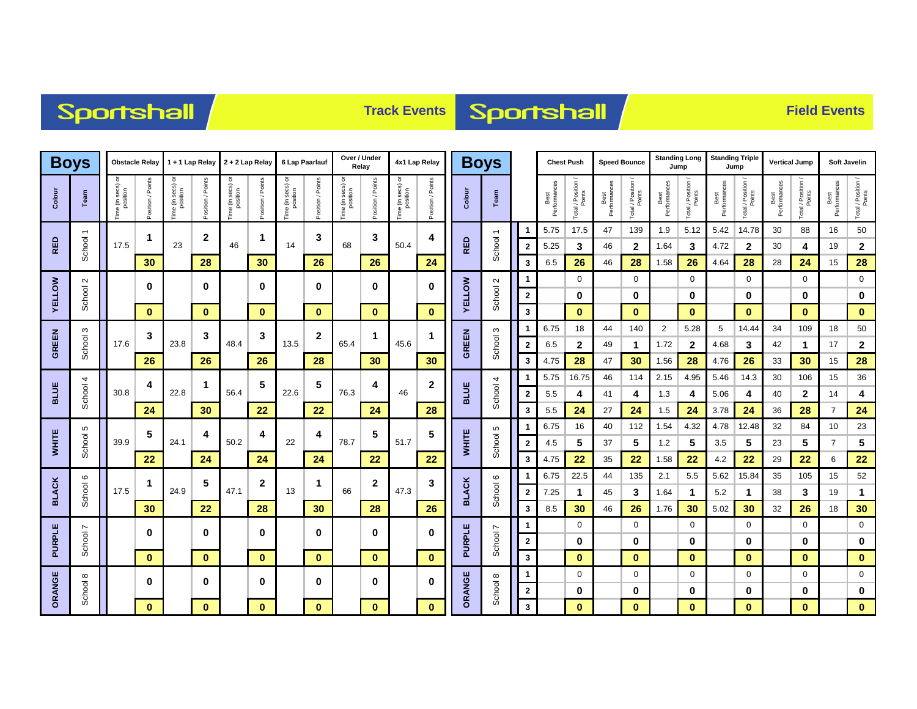# Sportshall — Track Events

| Boys | | Obstacle Relay | | 1 + 1 Lap Relay | | 2 + 2 Lap Relay | | 6 Lap Paarlauf | | Over / Under Relay | | 4x1 Lap Relay | |
|---|---|---|---|---|---|---|---|---|---|---|---|---|---|
| Colour | Team | Time (in secs) or position | Position / Points | Time (in secs) or position | Position / Points | Time (in secs) or position | Position / Points | Time (in secs) or position | Position / Points | Time (in secs) or position | Position / Points | Time (in secs) or position | Position / Points |
| RED | School 1 | 17.5 | 1 | 23 | 2 | 46 | 1 | 14 | 3 | 68 | 3 | 50.4 | 4 |
| | | | 30 | | 28 | | 30 | | 26 | | 26 | | 24 |
| YELLOW | School 2 | | 0 | | 0 | | 0 | | 0 | | 0 | | 0 |
| | | | 0 | | 0 | | 0 | | 0 | | 0 | | 0 |
| GREEN | School 3 | 17.6 | 3 | 23.8 | 3 | 48.4 | 3 | 13.5 | 2 | 65.4 | 1 | 45.6 | 1 |
| | | | 26 | | 26 | | 26 | | 28 | | 30 | | 30 |
| BLUE | School 4 | 30.8 | 4 | 22.8 | 1 | 56.4 | 5 | 22.6 | 5 | 76.3 | 4 | 46 | 2 |
| | | | 24 | | 30 | | 22 | | 22 | | 24 | | 28 |
| WHITE | School 5 | 39.9 | 5 | 24.1 | 4 | 50.2 | 4 | 22 | 4 | 78.7 | 5 | 51.7 | 5 |
| | | | 22 | | 24 | | 24 | | 24 | | 22 | | 22 |
| BLACK | School 6 | 17.5 | 1 | 24.9 | 5 | 47.1 | 2 | 13 | 1 | 66 | 2 | 47.3 | 3 |
| | | | 30 | | 22 | | 28 | | 30 | | 28 | | 26 |
| PURPLE | School 7 | | 0 | | 0 | | 0 | | 0 | | 0 | | 0 |
| | | | 0 | | 0 | | 0 | | 0 | | 0 | | 0 |
| ORANGE | School 8 | | 0 | | 0 | | 0 | | 0 | | 0 | | 0 |
| | | | 0 | | 0 | | 0 | | 0 | | 0 | | 0 |

# Sportshall — Field Events

| Boys | | | Chest Push | | Speed Bounce | | Standing Long Jump | | Standing Triple Jump | | Vertical Jump | | Soft Javelin | |
|---|---|---|---|---|---|---|---|---|---|---|---|---|---|---|
| Colour | Team | | Best Performances | Total / Position / Points | Best Performances | Total / Position / Points | Best Performances | Total / Position / Points | Best Performances | Total / Position / Points | Best Performances | Total / Position / Points | Best Performances | Total / Position / Points |
| RED | School 1 | 1 | 5.75 | 17.5 | 47 | 139 | 1.9 | 5.12 | 5.42 | 14.78 | 30 | 88 | 16 | 50 |
| | | 2 | 5.25 | 3 | 46 | 2 | 1.64 | 3 | 4.72 | 2 | 30 | 4 | 19 | 2 |
| | | 3 | 6.5 | 26 | 46 | 28 | 1.58 | 26 | 4.64 | 28 | 28 | 24 | 15 | 28 |
| YELLOW | School 2 | 1 | | 0 | | 0 | | 0 | | 0 | | 0 | | 0 |
| | | 2 | | 0 | | 0 | | 0 | | 0 | | 0 | | 0 |
| | | 3 | | 0 | | 0 | | 0 | | 0 | | 0 | | 0 |
| GREEN | School 3 | 1 | 6.75 | 18 | 44 | 140 | 2 | 5.28 | 5 | 14.44 | 34 | 109 | 18 | 50 |
| | | 2 | 6.5 | 2 | 49 | 1 | 1.72 | 2 | 4.68 | 3 | 42 | 1 | 17 | 2 |
| | | 3 | 4.75 | 28 | 47 | 30 | 1.56 | 28 | 4.76 | 26 | 33 | 30 | 15 | 28 |
| BLUE | School 4 | 1 | 5.75 | 16.75 | 46 | 114 | 2.15 | 4.95 | 5.46 | 14.3 | 30 | 106 | 15 | 36 |
| | | 2 | 5.5 | 4 | 41 | 4 | 1.3 | 4 | 5.06 | 4 | 40 | 2 | 14 | 4 |
| | | 3 | 5.5 | 24 | 27 | 24 | 1.5 | 24 | 3.78 | 24 | 36 | 28 | 7 | 24 |
| WHITE | School 5 | 1 | 6.75 | 16 | 40 | 112 | 1.54 | 4.32 | 4.78 | 12.48 | 32 | 84 | 10 | 23 |
| | | 2 | 4.5 | 5 | 37 | 5 | 1.2 | 5 | 3.5 | 5 | 23 | 5 | 7 | 5 |
| | | 3 | 4.75 | 22 | 35 | 22 | 1.58 | 22 | 4.2 | 22 | 29 | 22 | 6 | 22 |
| BLACK | School 6 | 1 | 6.75 | 22.5 | 44 | 135 | 2.1 | 5.5 | 5.62 | 15.84 | 35 | 105 | 15 | 52 |
| | | 2 | 7.25 | 1 | 45 | 3 | 1.64 | 1 | 5.2 | 1 | 38 | 3 | 19 | 1 |
| | | 3 | 8.5 | 30 | 46 | 26 | 1.76 | 30 | 5.02 | 30 | 32 | 26 | 18 | 30 |
| PURPLE | School 7 | 1 | | 0 | | 0 | | 0 | | 0 | | 0 | | 0 |
| | | 2 | | 0 | | 0 | | 0 | | 0 | | 0 | | 0 |
| | | 3 | | 0 | | 0 | | 0 | | 0 | | 0 | | 0 |
| ORANGE | School 8 | 1 | | 0 | | 0 | | 0 | | 0 | | 0 | | 0 |
| | | 2 | | 0 | | 0 | | 0 | | 0 | | 0 | | 0 |
| | | 3 | | 0 | | 0 | | 0 | | 0 | | 0 | | 0 |